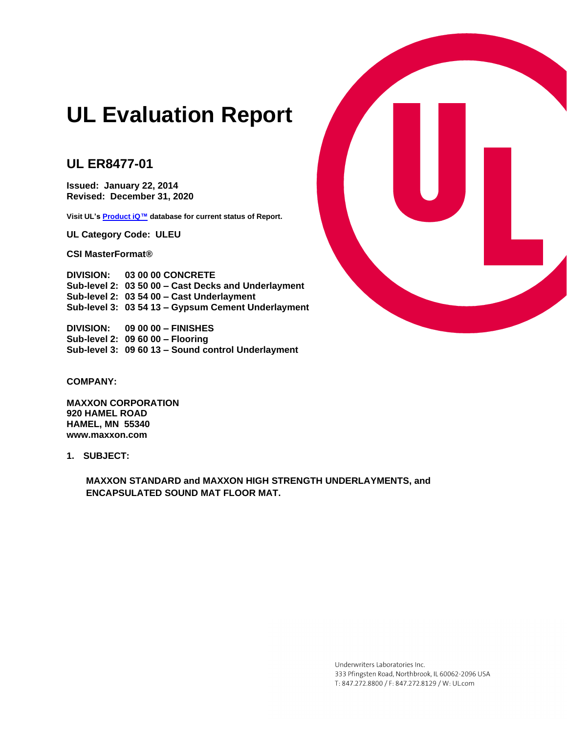# UL Evaluation Report

## UL ER8477-01

**Issued: January 22, 2014**
**Revised: December 31, 2020**

**Visit UL's Product iQ™ database for current status of Report.**

**UL Category Code: ULEU**

**CSI MasterFormat®**

**DIVISION: 03 00 00 CONCRETE**
**Sub-level 2: 03 50 00 – Cast Decks and Underlayment**
**Sub-level 2: 03 54 00 – Cast Underlayment**
**Sub-level 3: 03 54 13 – Gypsum Cement Underlayment**

**DIVISION: 09 00 00 – FINISHES**
**Sub-level 2: 09 60 00 – Flooring**
**Sub-level 3: 09 60 13 – Sound control Underlayment**

**COMPANY:**

**MAXXON CORPORATION**
**920 HAMEL ROAD**
**HAMEL, MN 55340**
**www.maxxon.com**

**1. SUBJECT:**

**MAXXON STANDARD and MAXXON HIGH STRENGTH UNDERLAYMENTS, and ENCAPSULATED SOUND MAT FLOOR MAT.**

Underwriters Laboratories Inc.
333 Pfingsten Road, Northbrook, IL 60062-2096 USA
T: 847.272.8800 / F: 847.272.8129 / W: UL.com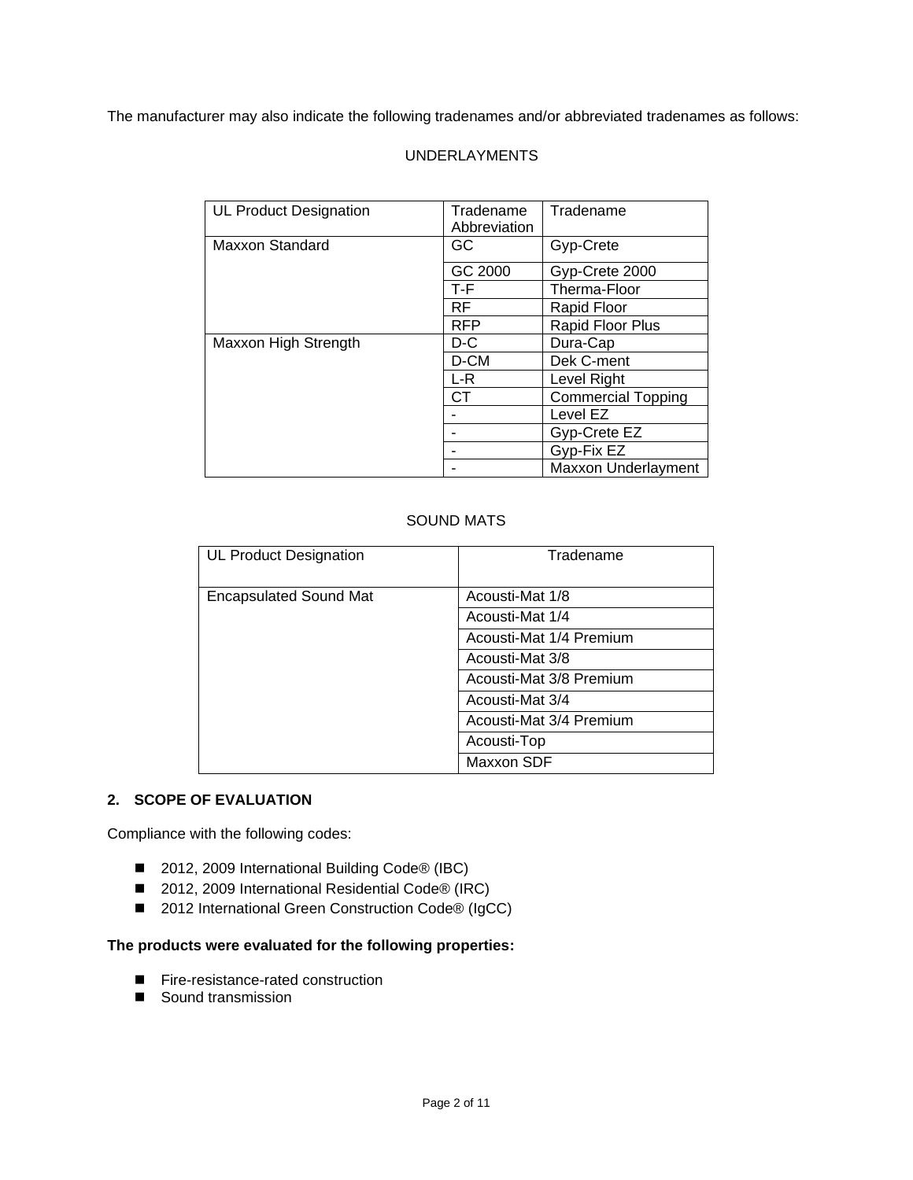The manufacturer may also indicate the following tradenames and/or abbreviated tradenames as follows:

UNDERLAYMENTS

| UL Product Designation | Tradename Abbreviation | Tradename |
|---|---|---|
| Maxxon Standard | GC | Gyp-Crete |
| | GC 2000 | Gyp-Crete 2000 |
| | T-F | Therma-Floor |
| | RF | Rapid Floor |
| | RFP | Rapid Floor Plus |
| Maxxon High Strength | D-C | Dura-Cap |
| | D-CM | Dek C-ment |
| | L-R | Level Right |
| | CT | Commercial Topping |
| | - | Level EZ |
| | - | Gyp-Crete EZ |
| | - | Gyp-Fix EZ |
| | - | Maxxon Underlayment |

SOUND MATS

| UL Product Designation | Tradename |
|---|---|
| Encapsulated Sound Mat | Acousti-Mat 1/8 |
| | Acousti-Mat 1/4 |
| | Acousti-Mat 1/4 Premium |
| | Acousti-Mat 3/8 |
| | Acousti-Mat 3/8 Premium |
| | Acousti-Mat 3/4 |
| | Acousti-Mat 3/4 Premium |
| | Acousti-Top |
| | Maxxon SDF |

## 2. SCOPE OF EVALUATION

Compliance with the following codes:

- 2012, 2009 International Building Code® (IBC)
- 2012, 2009 International Residential Code® (IRC)
- 2012 International Green Construction Code® (IgCC)

**The products were evaluated for the following properties:**

- Fire-resistance-rated construction
- Sound transmission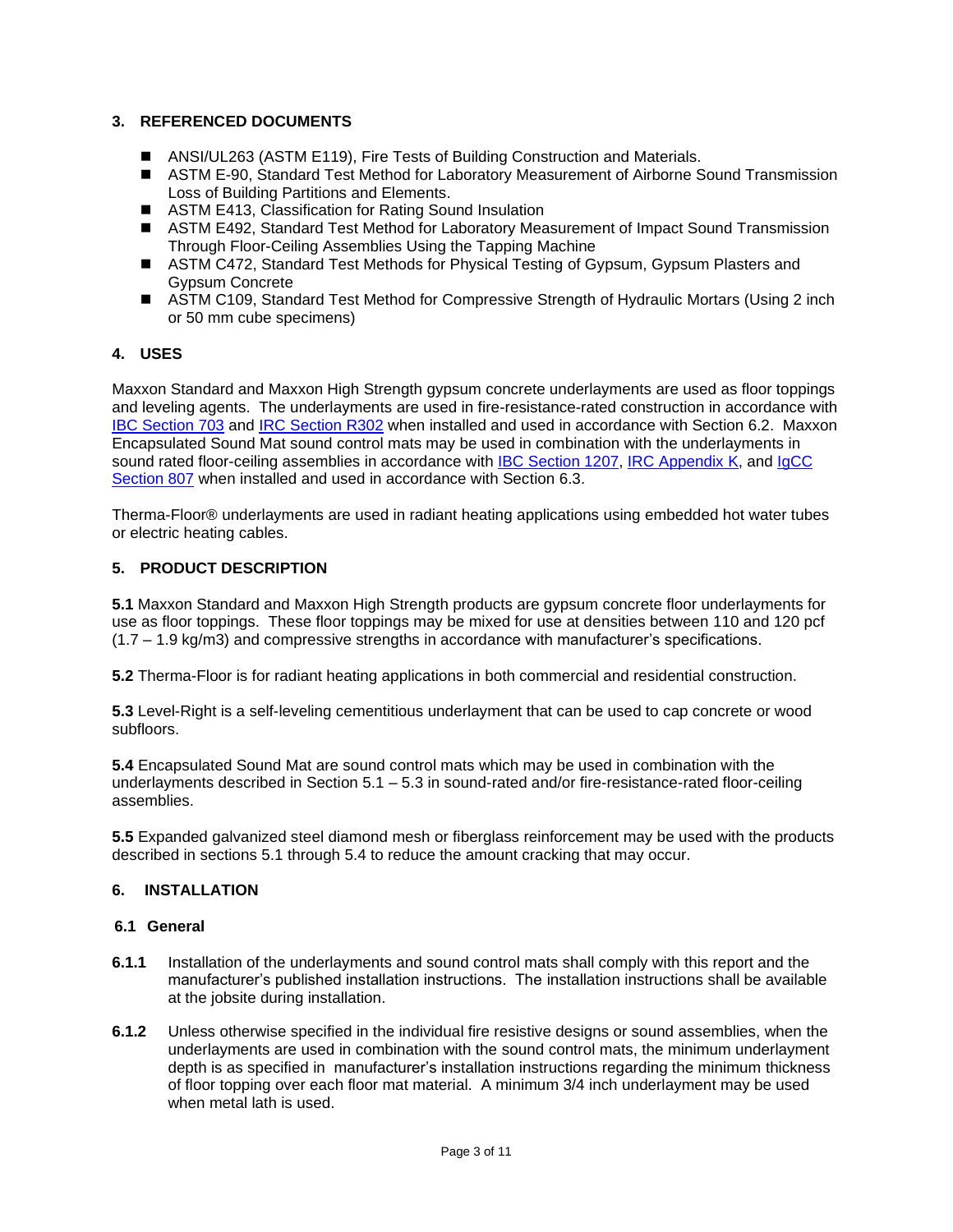## 3. REFERENCED DOCUMENTS

- ANSI/UL263 (ASTM E119), Fire Tests of Building Construction and Materials.
- ASTM E-90, Standard Test Method for Laboratory Measurement of Airborne Sound Transmission Loss of Building Partitions and Elements.
- ASTM E413, Classification for Rating Sound Insulation
- ASTM E492, Standard Test Method for Laboratory Measurement of Impact Sound Transmission Through Floor-Ceiling Assemblies Using the Tapping Machine
- ASTM C472, Standard Test Methods for Physical Testing of Gypsum, Gypsum Plasters and Gypsum Concrete
- ASTM C109, Standard Test Method for Compressive Strength of Hydraulic Mortars (Using 2 inch or 50 mm cube specimens)

## 4. USES

Maxxon Standard and Maxxon High Strength gypsum concrete underlayments are used as floor toppings and leveling agents. The underlayments are used in fire-resistance-rated construction in accordance with IBC Section 703 and IRC Section R302 when installed and used in accordance with Section 6.2. Maxxon Encapsulated Sound Mat sound control mats may be used in combination with the underlayments in sound rated floor-ceiling assemblies in accordance with IBC Section 1207, IRC Appendix K, and IgCC Section 807 when installed and used in accordance with Section 6.3.

Therma-Floor® underlayments are used in radiant heating applications using embedded hot water tubes or electric heating cables.

## 5. PRODUCT DESCRIPTION

**5.1** Maxxon Standard and Maxxon High Strength products are gypsum concrete floor underlayments for use as floor toppings. These floor toppings may be mixed for use at densities between 110 and 120 pcf (1.7 – 1.9 kg/m3) and compressive strengths in accordance with manufacturer's specifications.

**5.2** Therma-Floor is for radiant heating applications in both commercial and residential construction.

**5.3** Level-Right is a self-leveling cementitious underlayment that can be used to cap concrete or wood subfloors.

**5.4** Encapsulated Sound Mat are sound control mats which may be used in combination with the underlayments described in Section 5.1 – 5.3 in sound-rated and/or fire-resistance-rated floor-ceiling assemblies.

**5.5** Expanded galvanized steel diamond mesh or fiberglass reinforcement may be used with the products described in sections 5.1 through 5.4 to reduce the amount cracking that may occur.

## 6. INSTALLATION

### 6.1 General

**6.1.1** Installation of the underlayments and sound control mats shall comply with this report and the manufacturer's published installation instructions. The installation instructions shall be available at the jobsite during installation.

**6.1.2** Unless otherwise specified in the individual fire resistive designs or sound assemblies, when the underlayments are used in combination with the sound control mats, the minimum underlayment depth is as specified in manufacturer's installation instructions regarding the minimum thickness of floor topping over each floor mat material. A minimum 3/4 inch underlayment may be used when metal lath is used.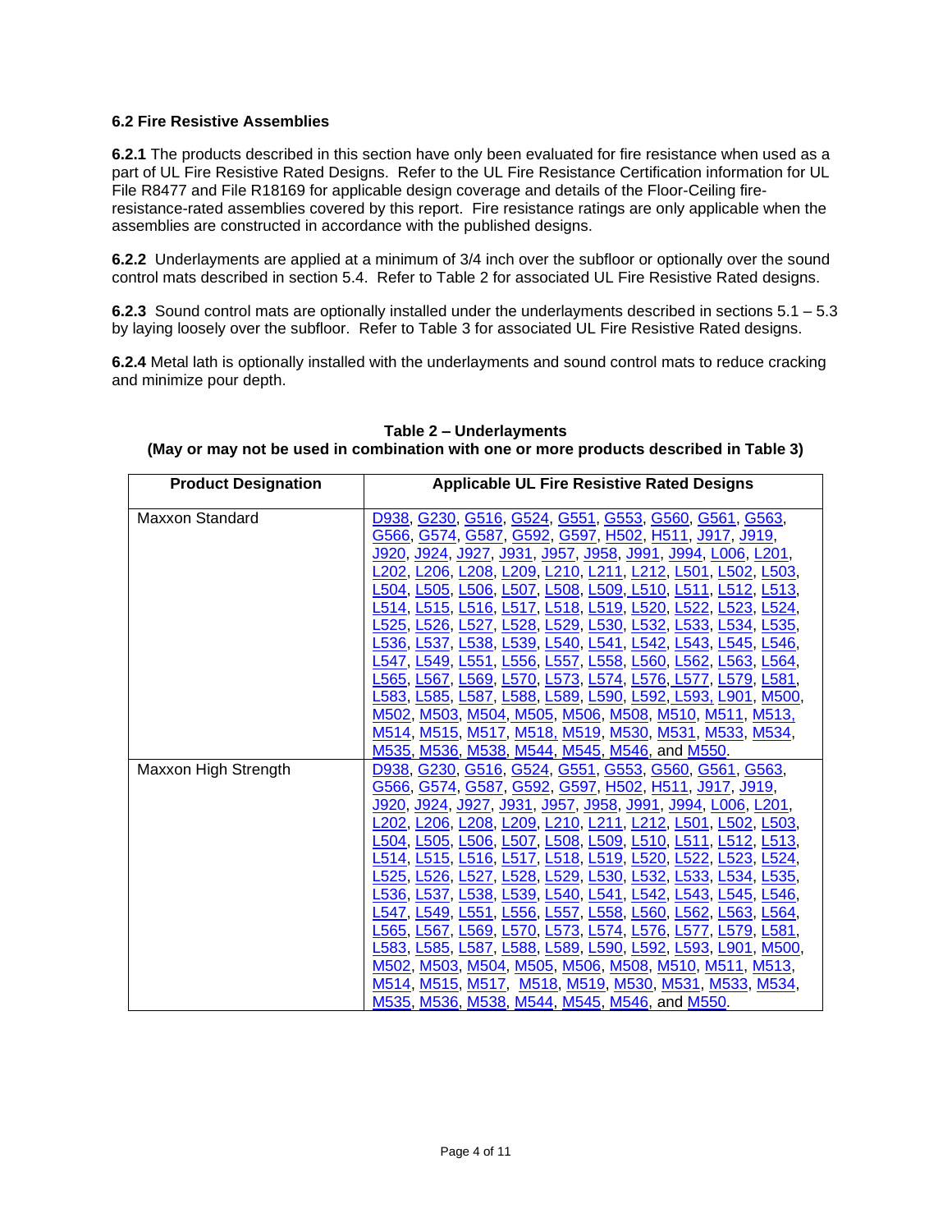### 6.2 Fire Resistive Assemblies

**6.2.1** The products described in this section have only been evaluated for fire resistance when used as a part of UL Fire Resistive Rated Designs. Refer to the UL Fire Resistance Certification information for UL File R8477 and File R18169 for applicable design coverage and details of the Floor-Ceiling fire-resistance-rated assemblies covered by this report. Fire resistance ratings are only applicable when the assemblies are constructed in accordance with the published designs.

**6.2.2** Underlayments are applied at a minimum of 3/4 inch over the subfloor or optionally over the sound control mats described in section 5.4. Refer to Table 2 for associated UL Fire Resistive Rated designs.

**6.2.3** Sound control mats are optionally installed under the underlayments described in sections 5.1 – 5.3 by laying loosely over the subfloor. Refer to Table 3 for associated UL Fire Resistive Rated designs.

**6.2.4** Metal lath is optionally installed with the underlayments and sound control mats to reduce cracking and minimize pour depth.

**Table 2 – Underlayments**
**(May or may not be used in combination with one or more products described in Table 3)**

| Product Designation | Applicable UL Fire Resistive Rated Designs |
|---|---|
| Maxxon Standard | D938, G230, G516, G524, G551, G553, G560, G561, G563, G566, G574, G587, G592, G597, H502, H511, J917, J919, J920, J924, J927, J931, J957, J958, J991, J994, L006, L201, L202, L206, L208, L209, L210, L211, L212, L501, L502, L503, L504, L505, L506, L507, L508, L509, L510, L511, L512, L513, L514, L515, L516, L517, L518, L519, L520, L522, L523, L524, L525, L526, L527, L528, L529, L530, L532, L533, L534, L535, L536, L537, L538, L539, L540, L541, L542, L543, L545, L546, L547, L549, L551, L556, L557, L558, L560, L562, L563, L564, L565, L567, L569, L570, L573, L574, L576, L577, L579, L581, L583, L585, L587, L588, L589, L590, L592, L593, L901, M500, M502, M503, M504, M505, M506, M508, M510, M511, M513, M514, M515, M517, M518, M519, M530, M531, M533, M534, M535, M536, M538, M544, M545, M546, and M550. |
| Maxxon High Strength | D938, G230, G516, G524, G551, G553, G560, G561, G563, G566, G574, G587, G592, G597, H502, H511, J917, J919, J920, J924, J927, J931, J957, J958, J991, J994, L006, L201, L202, L206, L208, L209, L210, L211, L212, L501, L502, L503, L504, L505, L506, L507, L508, L509, L510, L511, L512, L513, L514, L515, L516, L517, L518, L519, L520, L522, L523, L524, L525, L526, L527, L528, L529, L530, L532, L533, L534, L535, L536, L537, L538, L539, L540, L541, L542, L543, L545, L546, L547, L549, L551, L556, L557, L558, L560, L562, L563, L564, L565, L567, L569, L570, L573, L574, L576, L577, L579, L581, L583, L585, L587, L588, L589, L590, L592, L593, L901, M500, M502, M503, M504, M505, M506, M508, M510, M511, M513, M514, M515, M517, M518, M519, M530, M531, M533, M534, M535, M536, M538, M544, M545, M546, and M550. |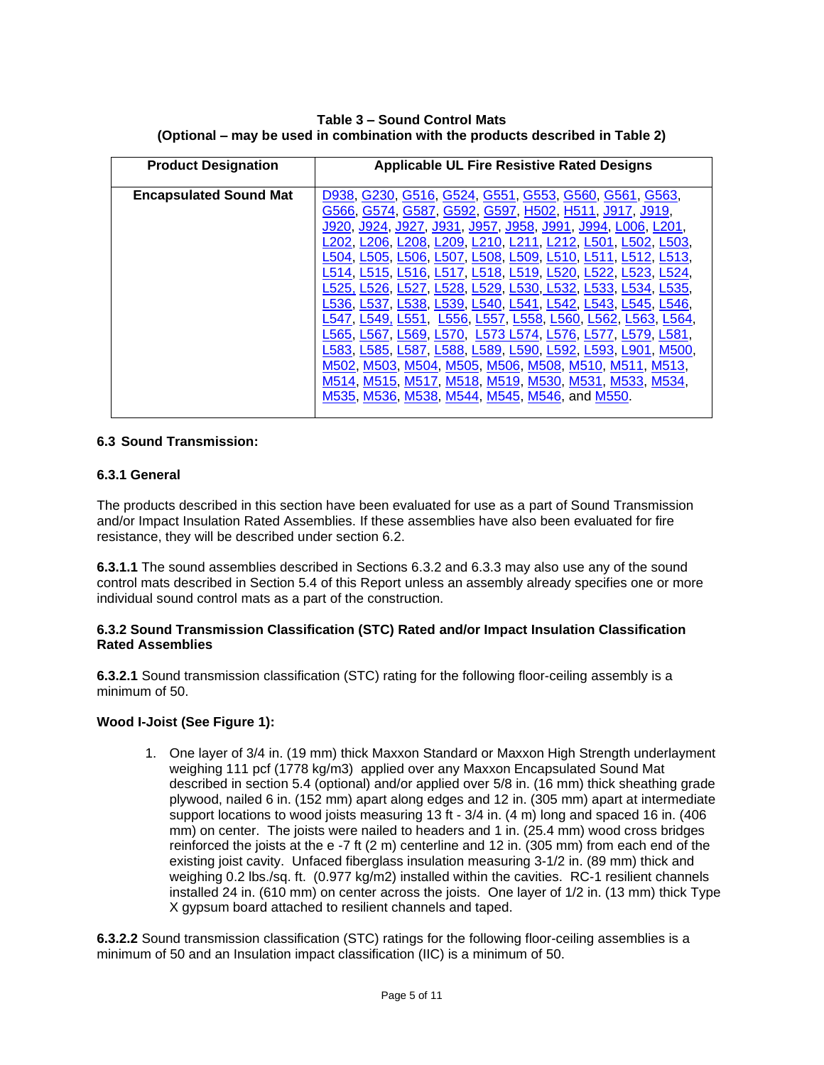**Table 3 – Sound Control Mats**
**(Optional – may be used in combination with the products described in Table 2)**

| Product Designation | Applicable UL Fire Resistive Rated Designs |
|---|---|
| **Encapsulated Sound Mat** | D938, G230, G516, G524, G551, G553, G560, G561, G563, G566, G574, G587, G592, G597, H502, H511, J917, J919, J920, J924, J927, J931, J957, J958, J991, J994, L006, L201, L202, L206, L208, L209, L210, L211, L212, L501, L502, L503, L504, L505, L506, L507, L508, L509, L510, L511, L512, L513, L514, L515, L516, L517, L518, L519, L520, L522, L523, L524, L525, L526, L527, L528, L529, L530, L532, L533, L534, L535, L536, L537, L538, L539, L540, L541, L542, L543, L545, L546, L547, L549, L551, L556, L557, L558, L560, L562, L563, L564, L565, L567, L569, L570, L573 L574, L576, L577, L579, L581, L583, L585, L587, L588, L589, L590, L592, L593, L901, M500, M502, M503, M504, M505, M506, M508, M510, M511, M513, M514, M515, M517, M518, M519, M530, M531, M533, M534, M535, M536, M538, M544, M545, M546, and M550. |

### 6.3 Sound Transmission:

#### 6.3.1 General

The products described in this section have been evaluated for use as a part of Sound Transmission and/or Impact Insulation Rated Assemblies. If these assemblies have also been evaluated for fire resistance, they will be described under section 6.2.

**6.3.1.1** The sound assemblies described in Sections 6.3.2 and 6.3.3 may also use any of the sound control mats described in Section 5.4 of this Report unless an assembly already specifies one or more individual sound control mats as a part of the construction.

#### 6.3.2 Sound Transmission Classification (STC) Rated and/or Impact Insulation Classification Rated Assemblies

**6.3.2.1** Sound transmission classification (STC) rating for the following floor-ceiling assembly is a minimum of 50.

**Wood I-Joist (See Figure 1):**

1. One layer of 3/4 in. (19 mm) thick Maxxon Standard or Maxxon High Strength underlayment weighing 111 pcf (1778 kg/m3) applied over any Maxxon Encapsulated Sound Mat described in section 5.4 (optional) and/or applied over 5/8 in. (16 mm) thick sheathing grade plywood, nailed 6 in. (152 mm) apart along edges and 12 in. (305 mm) apart at intermediate support locations to wood joists measuring 13 ft - 3/4 in. (4 m) long and spaced 16 in. (406 mm) on center. The joists were nailed to headers and 1 in. (25.4 mm) wood cross bridges reinforced the joists at the e -7 ft (2 m) centerline and 12 in. (305 mm) from each end of the existing joist cavity. Unfaced fiberglass insulation measuring 3-1/2 in. (89 mm) thick and weighing 0.2 lbs./sq. ft. (0.977 kg/m2) installed within the cavities. RC-1 resilient channels installed 24 in. (610 mm) on center across the joists. One layer of 1/2 in. (13 mm) thick Type X gypsum board attached to resilient channels and taped.

**6.3.2.2** Sound transmission classification (STC) ratings for the following floor-ceiling assemblies is a minimum of 50 and an Insulation impact classification (IIC) is a minimum of 50.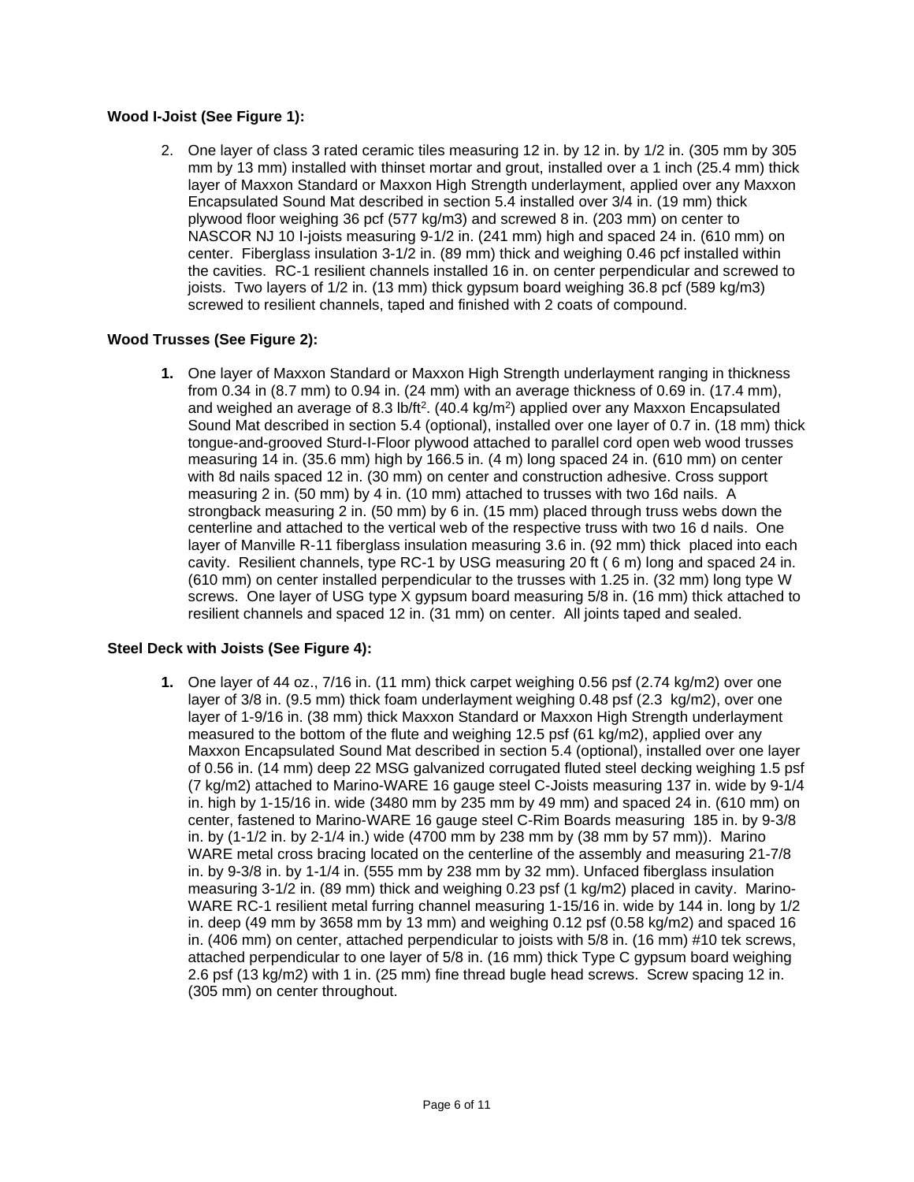**Wood I-Joist (See Figure 1):**

2. One layer of class 3 rated ceramic tiles measuring 12 in. by 12 in. by 1/2 in. (305 mm by 305 mm by 13 mm) installed with thinset mortar and grout, installed over a 1 inch (25.4 mm) thick layer of Maxxon Standard or Maxxon High Strength underlayment, applied over any Maxxon Encapsulated Sound Mat described in section 5.4 installed over 3/4 in. (19 mm) thick plywood floor weighing 36 pcf (577 kg/m3) and screwed 8 in. (203 mm) on center to NASCOR NJ 10 I-joists measuring 9-1/2 in. (241 mm) high and spaced 24 in. (610 mm) on center. Fiberglass insulation 3-1/2 in. (89 mm) thick and weighing 0.46 pcf installed within the cavities. RC-1 resilient channels installed 16 in. on center perpendicular and screwed to joists. Two layers of 1/2 in. (13 mm) thick gypsum board weighing 36.8 pcf (589 kg/m3) screwed to resilient channels, taped and finished with 2 coats of compound.

**Wood Trusses (See Figure 2):**

1. One layer of Maxxon Standard or Maxxon High Strength underlayment ranging in thickness from 0.34 in (8.7 mm) to 0.94 in. (24 mm) with an average thickness of 0.69 in. (17.4 mm), and weighed an average of 8.3 lb/ft$^2$. (40.4 kg/m$^2$) applied over any Maxxon Encapsulated Sound Mat described in section 5.4 (optional), installed over one layer of 0.7 in. (18 mm) thick tongue-and-grooved Sturd-I-Floor plywood attached to parallel cord open web wood trusses measuring 14 in. (35.6 mm) high by 166.5 in. (4 m) long spaced 24 in. (610 mm) on center with 8d nails spaced 12 in. (30 mm) on center and construction adhesive. Cross support measuring 2 in. (50 mm) by 4 in. (10 mm) attached to trusses with two 16d nails. A strongback measuring 2 in. (50 mm) by 6 in. (15 mm) placed through truss webs down the centerline and attached to the vertical web of the respective truss with two 16 d nails. One layer of Manville R-11 fiberglass insulation measuring 3.6 in. (92 mm) thick placed into each cavity. Resilient channels, type RC-1 by USG measuring 20 ft ( 6 m) long and spaced 24 in. (610 mm) on center installed perpendicular to the trusses with 1.25 in. (32 mm) long type W screws. One layer of USG type X gypsum board measuring 5/8 in. (16 mm) thick attached to resilient channels and spaced 12 in. (31 mm) on center. All joints taped and sealed.

**Steel Deck with Joists (See Figure 4):**

1. One layer of 44 oz., 7/16 in. (11 mm) thick carpet weighing 0.56 psf (2.74 kg/m2) over one layer of 3/8 in. (9.5 mm) thick foam underlayment weighing 0.48 psf (2.3 kg/m2), over one layer of 1-9/16 in. (38 mm) thick Maxxon Standard or Maxxon High Strength underlayment measured to the bottom of the flute and weighing 12.5 psf (61 kg/m2), applied over any Maxxon Encapsulated Sound Mat described in section 5.4 (optional), installed over one layer of 0.56 in. (14 mm) deep 22 MSG galvanized corrugated fluted steel decking weighing 1.5 psf (7 kg/m2) attached to Marino-WARE 16 gauge steel C-Joists measuring 137 in. wide by 9-1/4 in. high by 1-15/16 in. wide (3480 mm by 235 mm by 49 mm) and spaced 24 in. (610 mm) on center, fastened to Marino-WARE 16 gauge steel C-Rim Boards measuring 185 in. by 9-3/8 in. by (1-1/2 in. by 2-1/4 in.) wide (4700 mm by 238 mm by (38 mm by 57 mm)). Marino WARE metal cross bracing located on the centerline of the assembly and measuring 21-7/8 in. by 9-3/8 in. by 1-1/4 in. (555 mm by 238 mm by 32 mm). Unfaced fiberglass insulation measuring 3-1/2 in. (89 mm) thick and weighing 0.23 psf (1 kg/m2) placed in cavity. Marino-WARE RC-1 resilient metal furring channel measuring 1-15/16 in. wide by 144 in. long by 1/2 in. deep (49 mm by 3658 mm by 13 mm) and weighing 0.12 psf (0.58 kg/m2) and spaced 16 in. (406 mm) on center, attached perpendicular to joists with 5/8 in. (16 mm) #10 tek screws, attached perpendicular to one layer of 5/8 in. (16 mm) thick Type C gypsum board weighing 2.6 psf (13 kg/m2) with 1 in. (25 mm) fine thread bugle head screws. Screw spacing 12 in. (305 mm) on center throughout.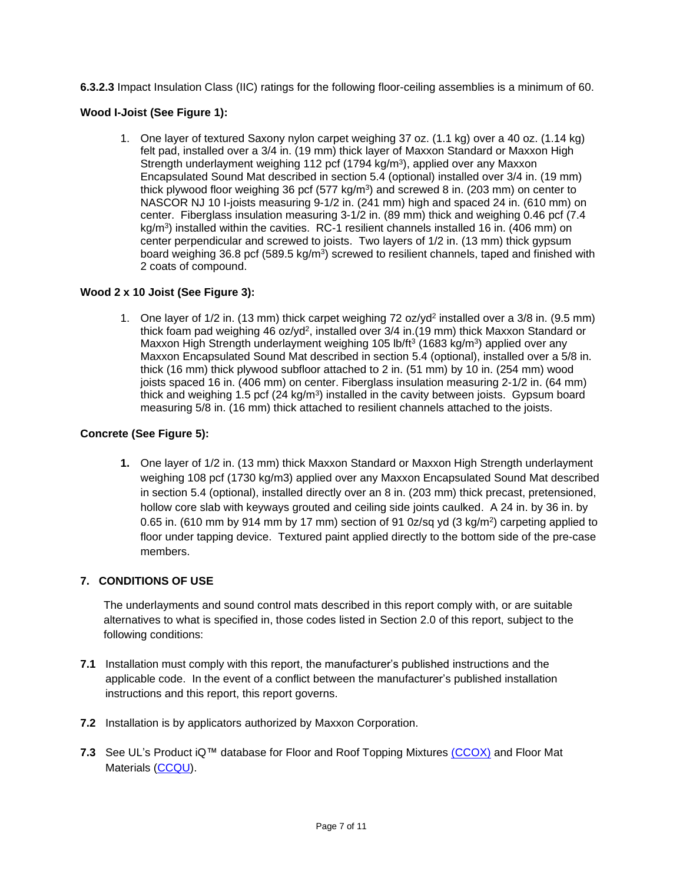**6.3.2.3** Impact Insulation Class (IIC) ratings for the following floor-ceiling assemblies is a minimum of 60.

**Wood I-Joist (See Figure 1):**

1. One layer of textured Saxony nylon carpet weighing 37 oz. (1.1 kg) over a 40 oz. (1.14 kg) felt pad, installed over a 3/4 in. (19 mm) thick layer of Maxxon Standard or Maxxon High Strength underlayment weighing 112 pcf (1794 kg/m$^3$), applied over any Maxxon Encapsulated Sound Mat described in section 5.4 (optional) installed over 3/4 in. (19 mm) thick plywood floor weighing 36 pcf (577 kg/m$^3$) and screwed 8 in. (203 mm) on center to NASCOR NJ 10 I-joists measuring 9-1/2 in. (241 mm) high and spaced 24 in. (610 mm) on center. Fiberglass insulation measuring 3-1/2 in. (89 mm) thick and weighing 0.46 pcf (7.4 kg/m$^3$) installed within the cavities. RC-1 resilient channels installed 16 in. (406 mm) on center perpendicular and screwed to joists. Two layers of 1/2 in. (13 mm) thick gypsum board weighing 36.8 pcf (589.5 kg/m$^3$) screwed to resilient channels, taped and finished with 2 coats of compound.

**Wood 2 x 10 Joist (See Figure 3):**

1. One layer of 1/2 in. (13 mm) thick carpet weighing 72 oz/yd$^2$ installed over a 3/8 in. (9.5 mm) thick foam pad weighing 46 oz/yd$^2$, installed over 3/4 in.(19 mm) thick Maxxon Standard or Maxxon High Strength underlayment weighing 105 lb/ft$^3$ (1683 kg/m$^3$) applied over any Maxxon Encapsulated Sound Mat described in section 5.4 (optional), installed over a 5/8 in. thick (16 mm) thick plywood subfloor attached to 2 in. (51 mm) by 10 in. (254 mm) wood joists spaced 16 in. (406 mm) on center. Fiberglass insulation measuring 2-1/2 in. (64 mm) thick and weighing 1.5 pcf (24 kg/m$^3$) installed in the cavity between joists. Gypsum board measuring 5/8 in. (16 mm) thick attached to resilient channels attached to the joists.

**Concrete (See Figure 5):**

1. One layer of 1/2 in. (13 mm) thick Maxxon Standard or Maxxon High Strength underlayment weighing 108 pcf (1730 kg/m3) applied over any Maxxon Encapsulated Sound Mat described in section 5.4 (optional), installed directly over an 8 in. (203 mm) thick precast, pretensioned, hollow core slab with keyways grouted and ceiling side joints caulked. A 24 in. by 36 in. by 0.65 in. (610 mm by 914 mm by 17 mm) section of 91 0z/sq yd (3 kg/m$^2$) carpeting applied to floor under tapping device. Textured paint applied directly to the bottom side of the pre-case members.

## 7. CONDITIONS OF USE

The underlayments and sound control mats described in this report comply with, or are suitable alternatives to what is specified in, those codes listed in Section 2.0 of this report, subject to the following conditions:

**7.1** Installation must comply with this report, the manufacturer's published instructions and the applicable code. In the event of a conflict between the manufacturer's published installation instructions and this report, this report governs.

**7.2** Installation is by applicators authorized by Maxxon Corporation.

**7.3** See UL's Product iQ™ database for Floor and Roof Topping Mixtures (CCOX) and Floor Mat Materials (CCQU).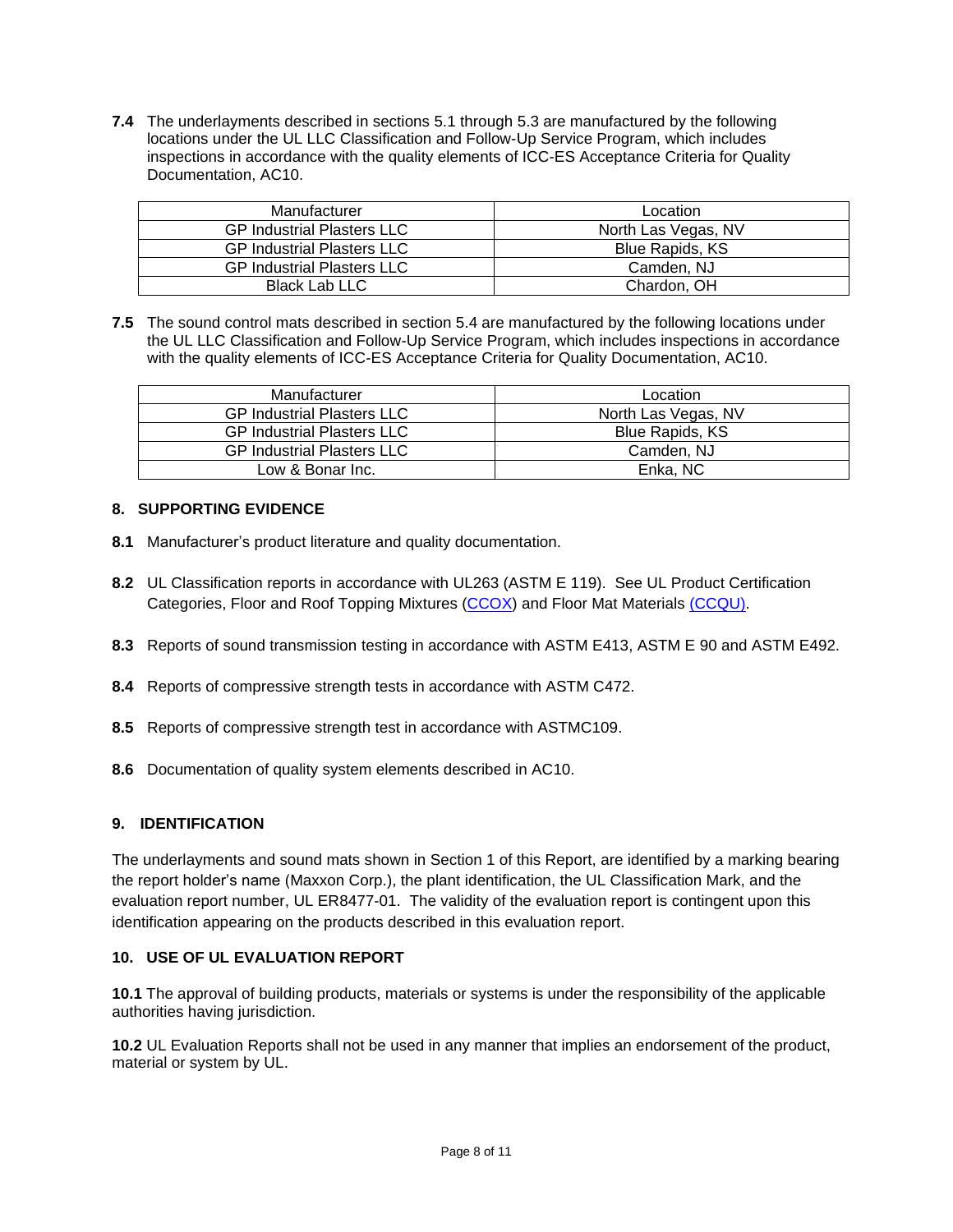**7.4** The underlayments described in sections 5.1 through 5.3 are manufactured by the following locations under the UL LLC Classification and Follow-Up Service Program, which includes inspections in accordance with the quality elements of ICC-ES Acceptance Criteria for Quality Documentation, AC10.

| Manufacturer | Location |
|---|---|
| GP Industrial Plasters LLC | North Las Vegas, NV |
| GP Industrial Plasters LLC | Blue Rapids, KS |
| GP Industrial Plasters LLC | Camden, NJ |
| Black Lab LLC | Chardon, OH |

**7.5** The sound control mats described in section 5.4 are manufactured by the following locations under the UL LLC Classification and Follow-Up Service Program, which includes inspections in accordance with the quality elements of ICC-ES Acceptance Criteria for Quality Documentation, AC10.

| Manufacturer | Location |
|---|---|
| GP Industrial Plasters LLC | North Las Vegas, NV |
| GP Industrial Plasters LLC | Blue Rapids, KS |
| GP Industrial Plasters LLC | Camden, NJ |
| Low & Bonar Inc. | Enka, NC |

## 8. SUPPORTING EVIDENCE

**8.1** Manufacturer's product literature and quality documentation.

**8.2** UL Classification reports in accordance with UL263 (ASTM E 119). See UL Product Certification Categories, Floor and Roof Topping Mixtures (CCOX) and Floor Mat Materials (CCQU).

**8.3** Reports of sound transmission testing in accordance with ASTM E413, ASTM E 90 and ASTM E492.

**8.4** Reports of compressive strength tests in accordance with ASTM C472.

**8.5** Reports of compressive strength test in accordance with ASTMC109.

**8.6** Documentation of quality system elements described in AC10.

## 9. IDENTIFICATION

The underlayments and sound mats shown in Section 1 of this Report, are identified by a marking bearing the report holder's name (Maxxon Corp.), the plant identification, the UL Classification Mark, and the evaluation report number, UL ER8477-01. The validity of the evaluation report is contingent upon this identification appearing on the products described in this evaluation report.

## 10. USE OF UL EVALUATION REPORT

**10.1** The approval of building products, materials or systems is under the responsibility of the applicable authorities having jurisdiction.

**10.2** UL Evaluation Reports shall not be used in any manner that implies an endorsement of the product, material or system by UL.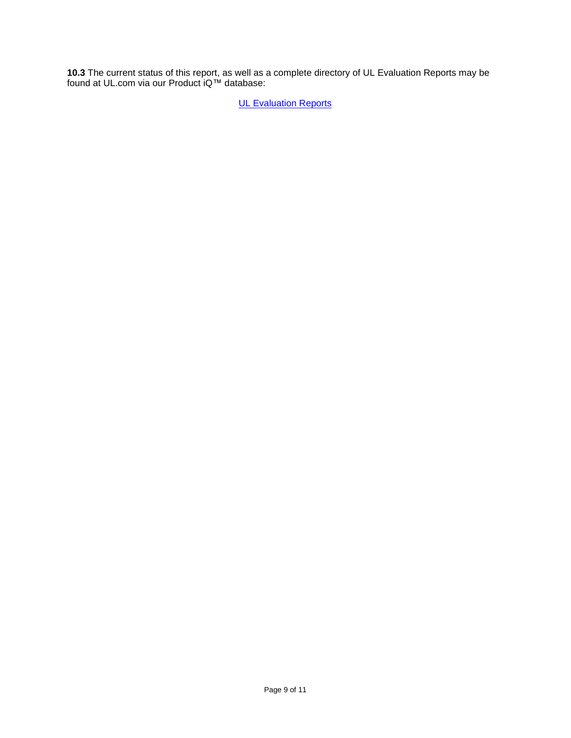**10.3** The current status of this report, as well as a complete directory of UL Evaluation Reports may be found at UL.com via our Product iQ™ database:

UL Evaluation Reports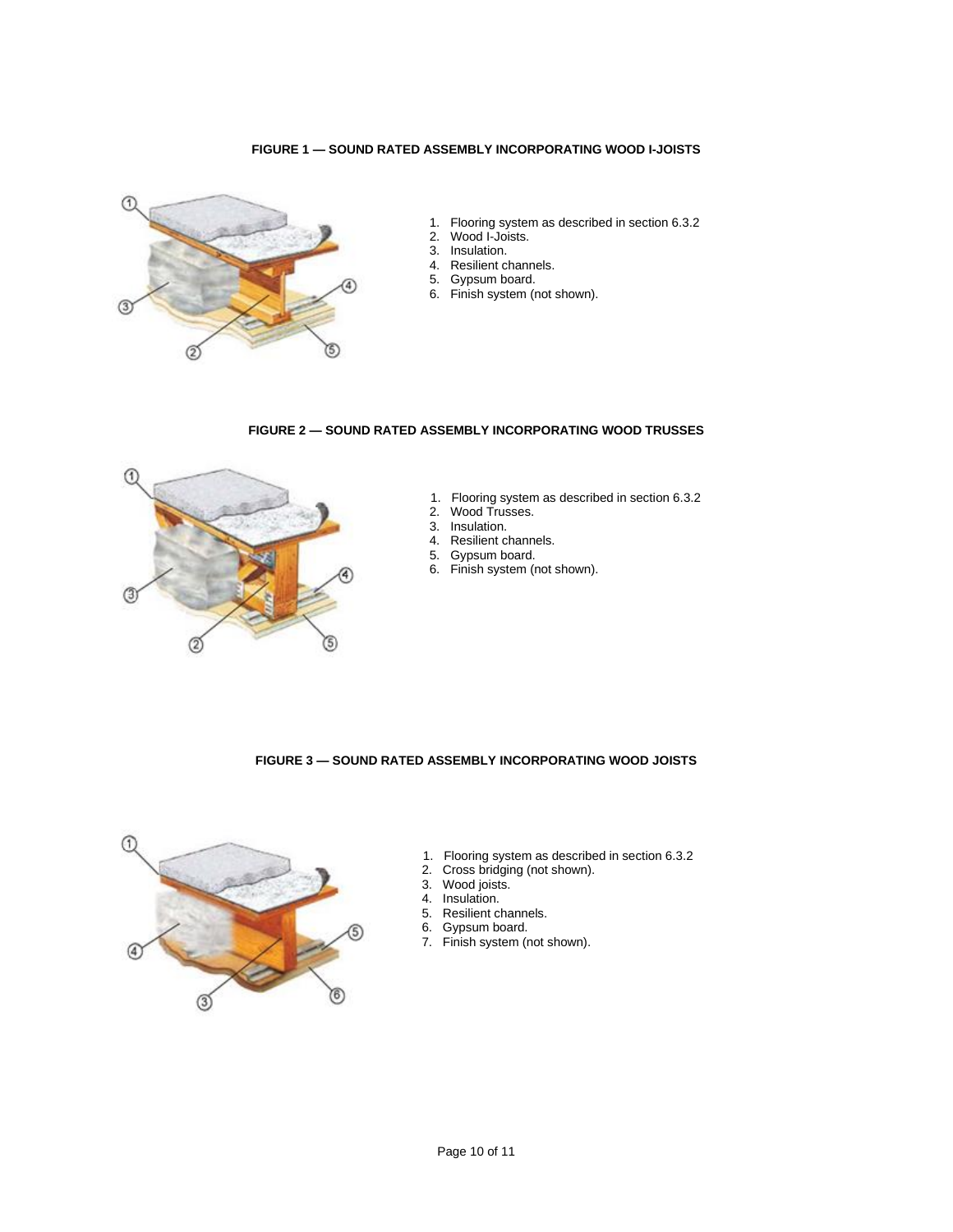**FIGURE 1 — SOUND RATED ASSEMBLY INCORPORATING WOOD I-JOISTS**

1. Flooring system as described in section 6.3.2
2. Wood I-Joists.
3. Insulation.
4. Resilient channels.
5. Gypsum board.
6. Finish system (not shown).

**FIGURE 2 — SOUND RATED ASSEMBLY INCORPORATING WOOD TRUSSES**

1. Flooring system as described in section 6.3.2
2. Wood Trusses.
3. Insulation.
4. Resilient channels.
5. Gypsum board.
6. Finish system (not shown).

**FIGURE 3 — SOUND RATED ASSEMBLY INCORPORATING WOOD JOISTS**

1. Flooring system as described in section 6.3.2
2. Cross bridging (not shown).
3. Wood joists.
4. Insulation.
5. Resilient channels.
6. Gypsum board.
7. Finish system (not shown).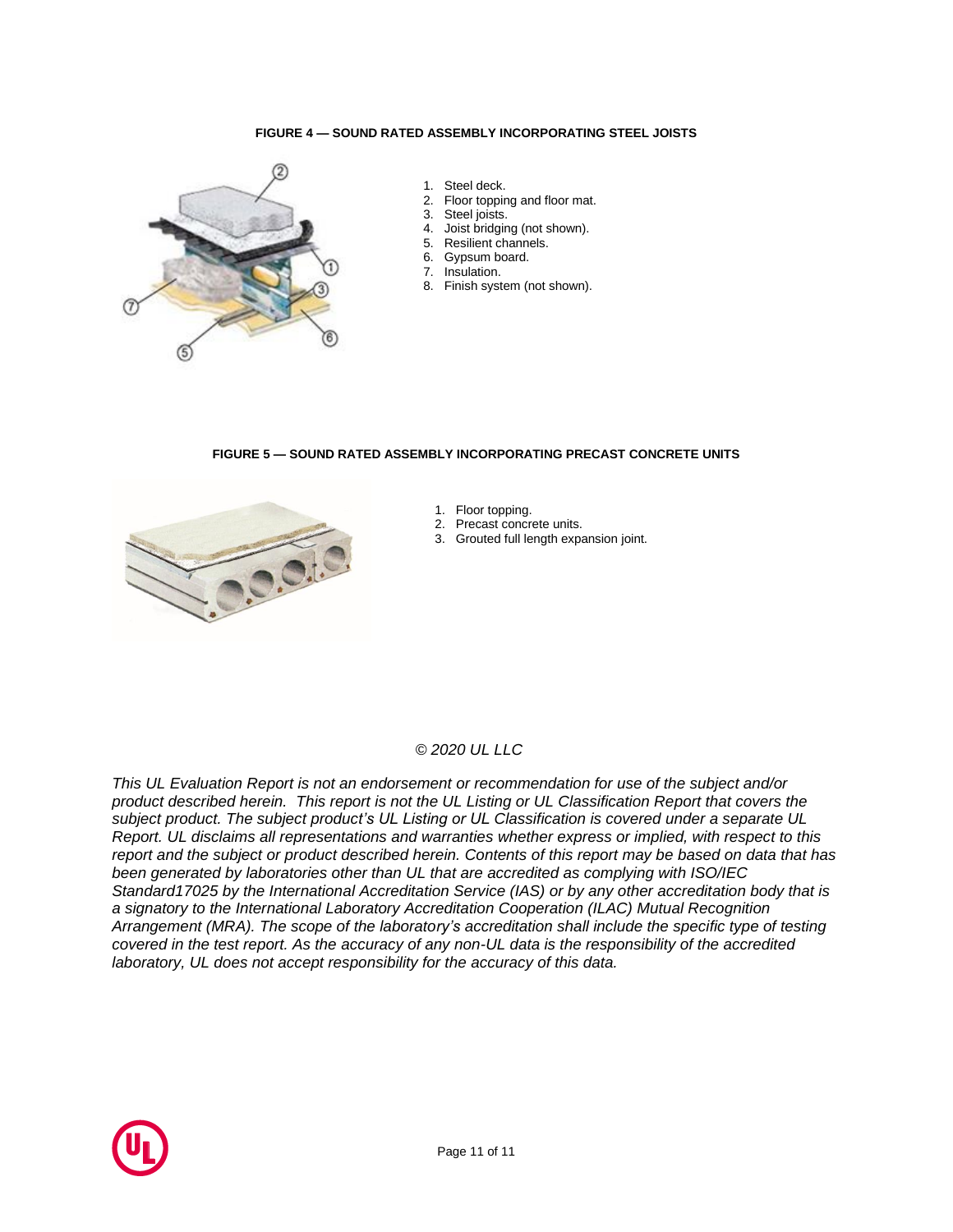**FIGURE 4 — SOUND RATED ASSEMBLY INCORPORATING STEEL JOISTS**

1. Steel deck.
2. Floor topping and floor mat.
3. Steel joists.
4. Joist bridging (not shown).
5. Resilient channels.
6. Gypsum board.
7. Insulation.
8. Finish system (not shown).

**FIGURE 5 — SOUND RATED ASSEMBLY INCORPORATING PRECAST CONCRETE UNITS**

1. Floor topping.
2. Precast concrete units.
3. Grouted full length expansion joint.

*© 2020 UL LLC*

*This UL Evaluation Report is not an endorsement or recommendation for use of the subject and/or product described herein. This report is not the UL Listing or UL Classification Report that covers the subject product. The subject product's UL Listing or UL Classification is covered under a separate UL Report. UL disclaims all representations and warranties whether express or implied, with respect to this report and the subject or product described herein. Contents of this report may be based on data that has been generated by laboratories other than UL that are accredited as complying with ISO/IEC Standard17025 by the International Accreditation Service (IAS) or by any other accreditation body that is a signatory to the International Laboratory Accreditation Cooperation (ILAC) Mutual Recognition Arrangement (MRA). The scope of the laboratory's accreditation shall include the specific type of testing covered in the test report. As the accuracy of any non-UL data is the responsibility of the accredited laboratory, UL does not accept responsibility for the accuracy of this data.*